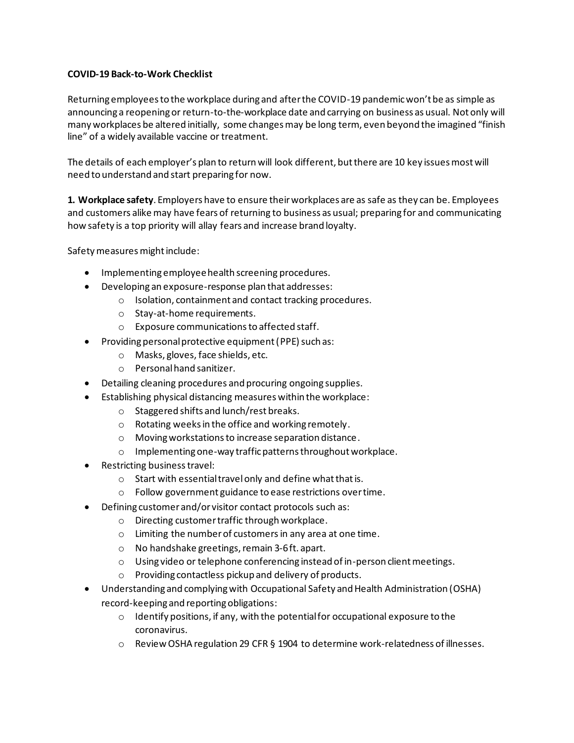**COVID-19 Back-to-Work Checklist**

Returning employees to the workplace during and after the COVID-19 pandemic won't be as simple as announcing a reopening or return-to-the-workplace date and carrying on business as usual. Not only will many workplaces be altered initially, some changes may be long term, even beyond the imagined "finish line" of a widely available vaccine or treatment.

The details of each employer's plan to return will look different, but there are 10 key issues most will need to understand and start preparing for now.

**1. Workplace safety**. Employers have to ensure their workplaces are as safe as they can be. Employees and customers alike may have fears of returning to business as usual; preparing for and communicating how safety is a top priority will allay fears and increase brand loyalty.

Safety measures might include:

- Implementing employee health screening procedures.
- Developing an exposure-response plan that addresses:
  - Isolation, containment and contact tracking procedures.
  - Stay-at-home requirements.
  - Exposure communications to affected staff.
- Providing personal protective equipment (PPE) such as:
  - Masks, gloves, face shields, etc.
  - Personal hand sanitizer.
- Detailing cleaning procedures and procuring ongoing supplies.
- Establishing physical distancing measures within the workplace:
  - Staggered shifts and lunch/rest breaks.
  - Rotating weeks in the office and working remotely.
  - Moving workstations to increase separation distance.
  - Implementing one-way traffic patterns throughout workplace.
- Restricting business travel:
  - Start with essential travel only and define what that is.
  - Follow government guidance to ease restrictions over time.
- Defining customer and/or visitor contact protocols such as:
  - Directing customer traffic through workplace.
  - Limiting the number of customers in any area at one time.
  - No handshake greetings, remain 3-6 ft. apart.
  - Using video or telephone conferencing instead of in-person client meetings.
  - Providing contactless pickup and delivery of products.
- Understanding and complying with Occupational Safety and Health Administration (OSHA) record-keeping and reporting obligations:
  - Identify positions, if any, with the potential for occupational exposure to the coronavirus.
  - Review OSHA regulation 29 CFR § 1904 to determine work-relatedness of illnesses.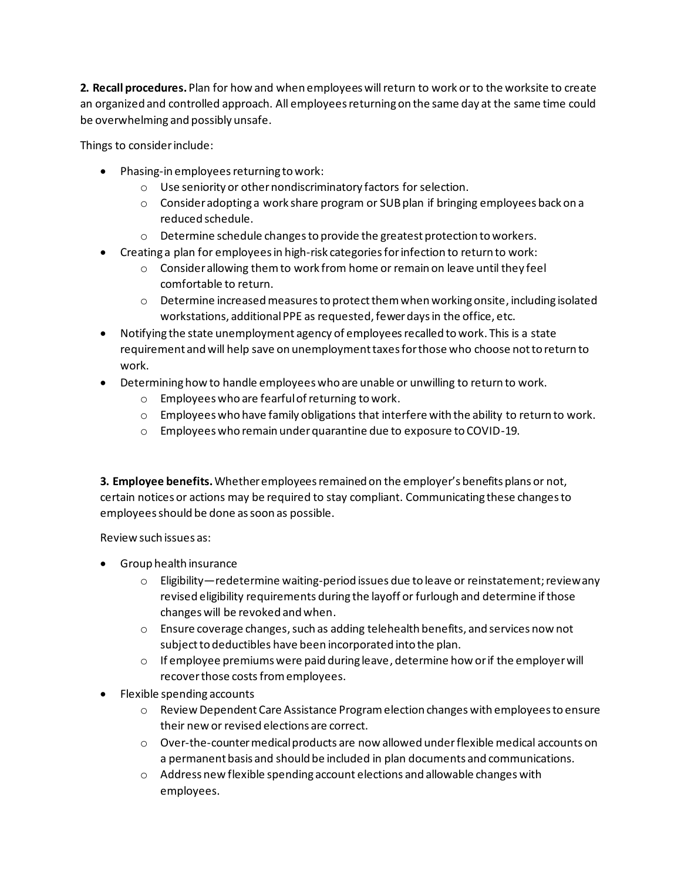**2. Recall procedures.** Plan for how and when employees will return to work or to the worksite to create an organized and controlled approach. All employees returning on the same day at the same time could be overwhelming and possibly unsafe.

Things to consider include:

- Phasing-in employees returning to work:
  - Use seniority or other nondiscriminatory factors for selection.
  - Consider adopting a work share program or SUB plan if bringing employees back on a reduced schedule.
  - Determine schedule changes to provide the greatest protection to workers.
- Creating a plan for employees in high-risk categories for infection to return to work:
  - Consider allowing them to work from home or remain on leave until they feel comfortable to return.
  - Determine increased measures to protect them when working onsite, including isolated workstations, additional PPE as requested, fewer days in the office, etc.
- Notifying the state unemployment agency of employees recalled to work. This is a state requirement and will help save on unemployment taxes for those who choose not to return to work.
- Determining how to handle employees who are unable or unwilling to return to work.
  - Employees who are fearful of returning to work.
  - Employees who have family obligations that interfere with the ability to return to work.
  - Employees who remain under quarantine due to exposure to COVID-19.

**3. Employee benefits.** Whether employees remained on the employer's benefits plans or not, certain notices or actions may be required to stay compliant. Communicating these changes to employees should be done as soon as possible.

Review such issues as:

- Group health insurance
  - Eligibility—redetermine waiting-period issues due to leave or reinstatement; review any revised eligibility requirements during the layoff or furlough and determine if those changes will be revoked and when.
  - Ensure coverage changes, such as adding telehealth benefits, and services now not subject to deductibles have been incorporated into the plan.
  - If employee premiums were paid during leave, determine how or if the employer will recover those costs from employees.
- Flexible spending accounts
  - Review Dependent Care Assistance Program election changes with employees to ensure their new or revised elections are correct.
  - Over-the-counter medical products are now allowed under flexible medical accounts on a permanent basis and should be included in plan documents and communications.
  - Address new flexible spending account elections and allowable changes with employees.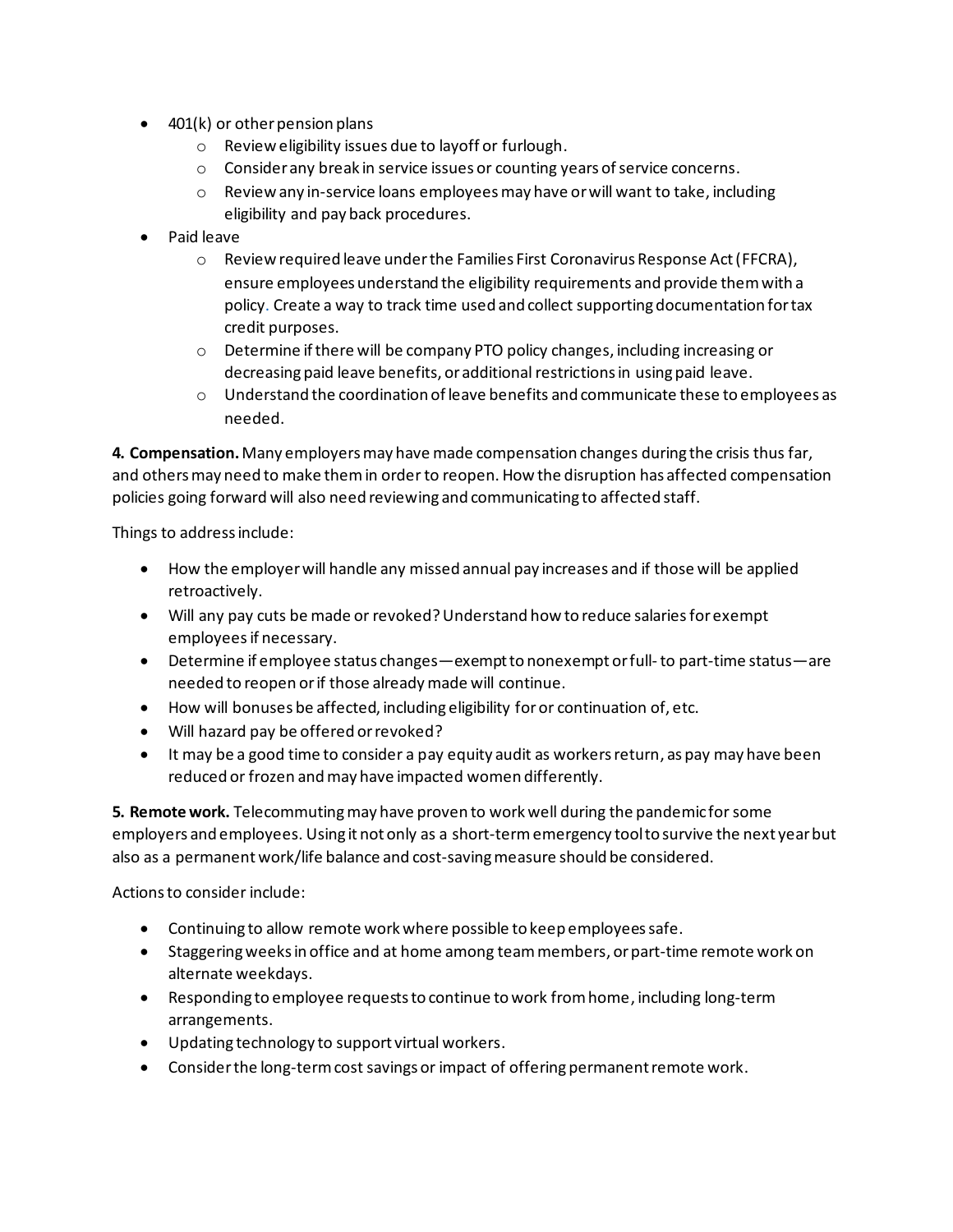- 401(k) or other pension plans
    - Review eligibility issues due to layoff or furlough.
    - Consider any break in service issues or counting years of service concerns.
    - Review any in-service loans employees may have or will want to take, including eligibility and pay back procedures.
- Paid leave
    - Review required leave under the Families First Coronavirus Response Act (FFCRA), ensure employees understand the eligibility requirements and provide them with a policy. Create a way to track time used and collect supporting documentation for tax credit purposes.
    - Determine if there will be company PTO policy changes, including increasing or decreasing paid leave benefits, or additional restrictions in using paid leave.
    - Understand the coordination of leave benefits and communicate these to employees as needed.

**4. Compensation.** Many employers may have made compensation changes during the crisis thus far, and others may need to make them in order to reopen. How the disruption has affected compensation policies going forward will also need reviewing and communicating to affected staff.

Things to address include:

- How the employer will handle any missed annual pay increases and if those will be applied retroactively.
- Will any pay cuts be made or revoked? Understand how to reduce salaries for exempt employees if necessary.
- Determine if employee status changes—exempt to nonexempt or full- to part-time status—are needed to reopen or if those already made will continue.
- How will bonuses be affected, including eligibility for or continuation of, etc.
- Will hazard pay be offered or revoked?
- It may be a good time to consider a pay equity audit as workers return, as pay may have been reduced or frozen and may have impacted women differently.

**5. Remote work.** Telecommuting may have proven to work well during the pandemic for some employers and employees. Using it not only as a short-term emergency tool to survive the next year but also as a permanent work/life balance and cost-saving measure should be considered.

Actions to consider include:

- Continuing to allow remote work where possible to keep employees safe.
- Staggering weeks in office and at home among team members, or part-time remote work on alternate weekdays.
- Responding to employee requests to continue to work from home, including long-term arrangements.
- Updating technology to support virtual workers.
- Consider the long-term cost savings or impact of offering permanent remote work.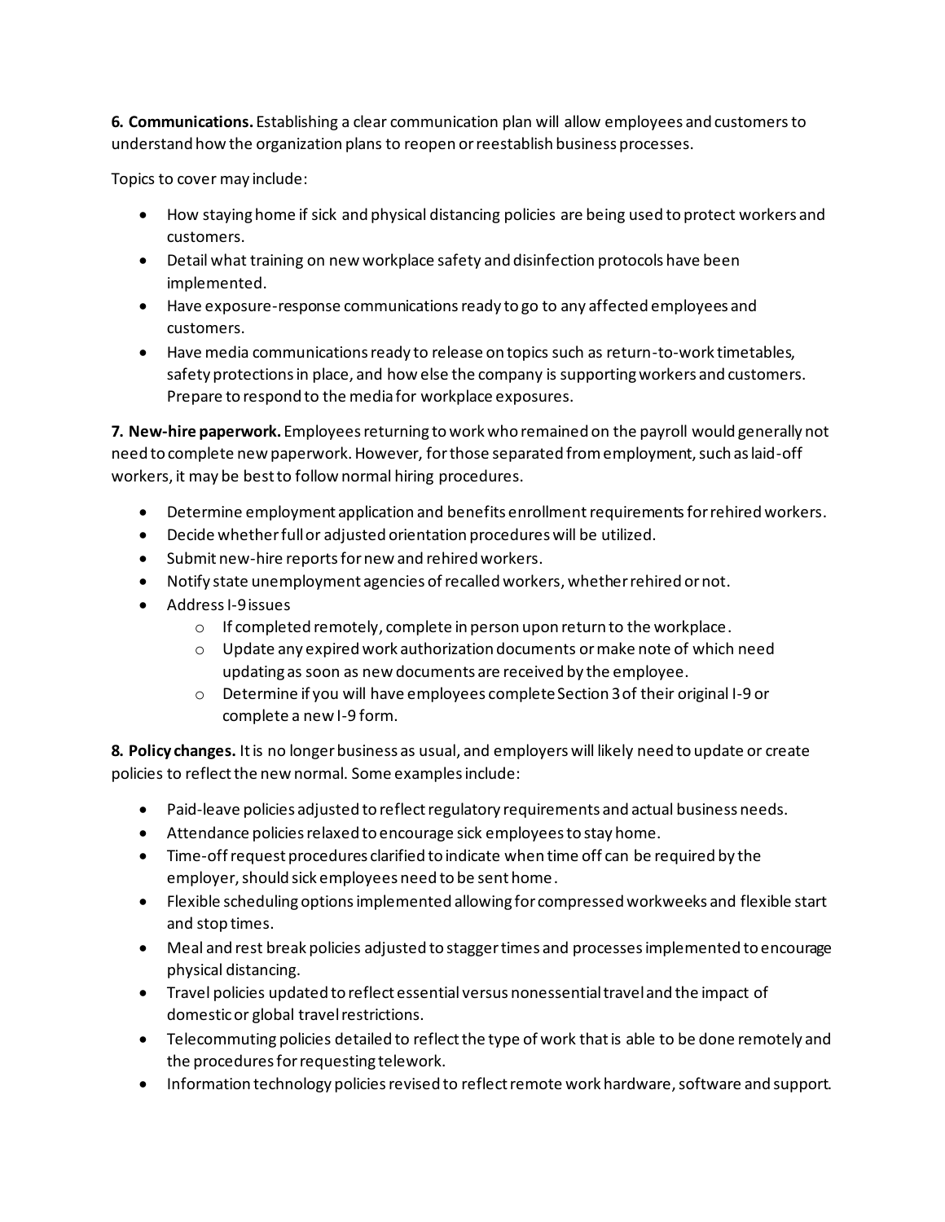**6. Communications.** Establishing a clear communication plan will allow employees and customers to understand how the organization plans to reopen or reestablish business processes.

Topics to cover may include:

- How staying home if sick and physical distancing policies are being used to protect workers and customers.
- Detail what training on new workplace safety and disinfection protocols have been implemented.
- Have exposure-response communications ready to go to any affected employees and customers.
- Have media communications ready to release on topics such as return-to-work timetables, safety protections in place, and how else the company is supporting workers and customers. Prepare to respond to the media for workplace exposures.

**7. New-hire paperwork.** Employees returning to work who remained on the payroll would generally not need to complete new paperwork. However, for those separated from employment, such as laid-off workers, it may be best to follow normal hiring procedures.

- Determine employment application and benefits enrollment requirements for rehired workers.
- Decide whether full or adjusted orientation procedures will be utilized.
- Submit new-hire reports for new and rehired workers.
- Notify state unemployment agencies of recalled workers, whether rehired or not.
- Address I-9 issues
  - If completed remotely, complete in person upon return to the workplace.
  - Update any expired work authorization documents or make note of which need updating as soon as new documents are received by the employee.
  - Determine if you will have employees complete Section 3 of their original I-9 or complete a new I-9 form.

**8. Policy changes.** It is no longer business as usual, and employers will likely need to update or create policies to reflect the new normal. Some examples include:

- Paid-leave policies adjusted to reflect regulatory requirements and actual business needs.
- Attendance policies relaxed to encourage sick employees to stay home.
- Time-off request procedures clarified to indicate when time off can be required by the employer, should sick employees need to be sent home.
- Flexible scheduling options implemented allowing for compressed workweeks and flexible start and stop times.
- Meal and rest break policies adjusted to stagger times and processes implemented to encourage physical distancing.
- Travel policies updated to reflect essential versus nonessential travel and the impact of domestic or global travel restrictions.
- Telecommuting policies detailed to reflect the type of work that is able to be done remotely and the procedures for requesting telework.
- Information technology policies revised to reflect remote work hardware, software and support.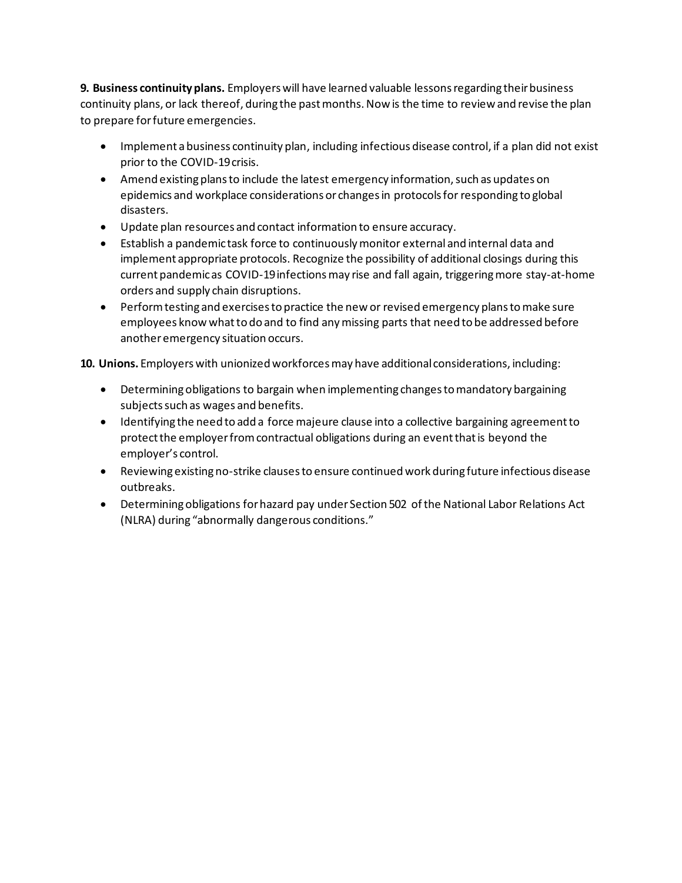**9. Business continuity plans.** Employers will have learned valuable lessons regarding their business continuity plans, or lack thereof, during the past months. Now is the time to review and revise the plan to prepare for future emergencies.

- Implement a business continuity plan, including infectious disease control, if a plan did not exist prior to the COVID-19 crisis.
- Amend existing plans to include the latest emergency information, such as updates on epidemics and workplace considerations or changes in protocols for responding to global disasters.
- Update plan resources and contact information to ensure accuracy.
- Establish a pandemic task force to continuously monitor external and internal data and implement appropriate protocols. Recognize the possibility of additional closings during this current pandemic as COVID-19 infections may rise and fall again, triggering more stay-at-home orders and supply chain disruptions.
- Perform testing and exercises to practice the new or revised emergency plans to make sure employees know what to do and to find any missing parts that need to be addressed before another emergency situation occurs.

**10. Unions.** Employers with unionized workforces may have additional considerations, including:

- Determining obligations to bargain when implementing changes to mandatory bargaining subjects such as wages and benefits.
- Identifying the need to add a force majeure clause into a collective bargaining agreement to protect the employer from contractual obligations during an event that is beyond the employer's control.
- Reviewing existing no-strike clauses to ensure continued work during future infectious disease outbreaks.
- Determining obligations for hazard pay under Section 502 of the National Labor Relations Act (NLRA) during "abnormally dangerous conditions."